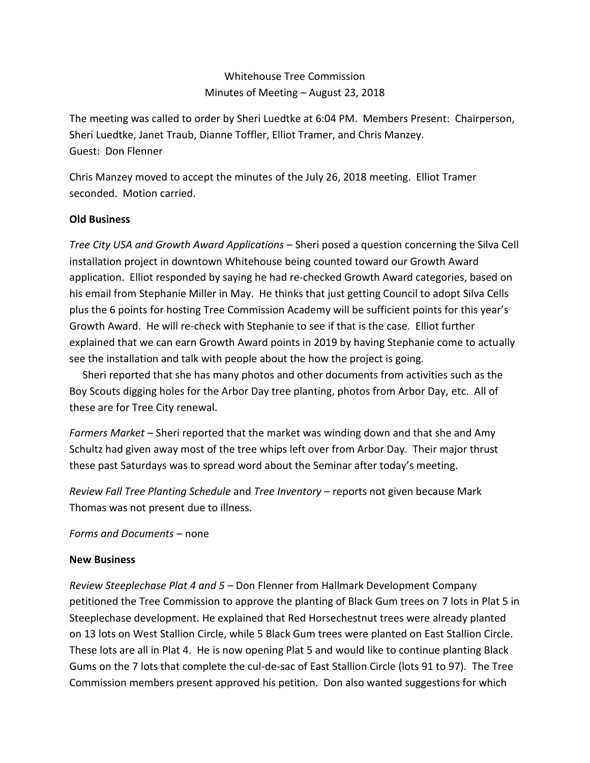Whitehouse Tree Commission

Minutes of Meeting – August 23, 2018

The meeting was called to order by Sheri Luedtke at 6:04 PM. Members Present: Chairperson, Sheri Luedtke, Janet Traub, Dianne Toffler, Elliot Tramer, and Chris Manzey.
Guest: Don Flenner

Chris Manzey moved to accept the minutes of the July 26, 2018 meeting. Elliot Tramer seconded. Motion carried.

**Old Business**

*Tree City USA and Growth Award Applications* – Sheri posed a question concerning the Silva Cell installation project in downtown Whitehouse being counted toward our Growth Award application. Elliot responded by saying he had re-checked Growth Award categories, based on his email from Stephanie Miller in May. He thinks that just getting Council to adopt Silva Cells plus the 6 points for hosting Tree Commission Academy will be sufficient points for this year's Growth Award. He will re-check with Stephanie to see if that is the case. Elliot further explained that we can earn Growth Award points in 2019 by having Stephanie come to actually see the installation and talk with people about the how the project is going.

Sheri reported that she has many photos and other documents from activities such as the Boy Scouts digging holes for the Arbor Day tree planting, photos from Arbor Day, etc. All of these are for Tree City renewal.

*Farmers Market* – Sheri reported that the market was winding down and that she and Amy Schultz had given away most of the tree whips left over from Arbor Day. Their major thrust these past Saturdays was to spread word about the Seminar after today's meeting.

*Review Fall Tree Planting Schedule* and *Tree Inventory* – reports not given because Mark Thomas was not present due to illness.

*Forms and Documents* – none

**New Business**

*Review Steeplechase Plat 4 and 5* – Don Flenner from Hallmark Development Company petitioned the Tree Commission to approve the planting of Black Gum trees on 7 lots in Plat 5 in Steeplechase development. He explained that Red Horsechestnut trees were already planted on 13 lots on West Stallion Circle, while 5 Black Gum trees were planted on East Stallion Circle. These lots are all in Plat 4. He is now opening Plat 5 and would like to continue planting Black Gums on the 7 lots that complete the cul-de-sac of East Stallion Circle (lots 91 to 97). The Tree Commission members present approved his petition. Don also wanted suggestions for which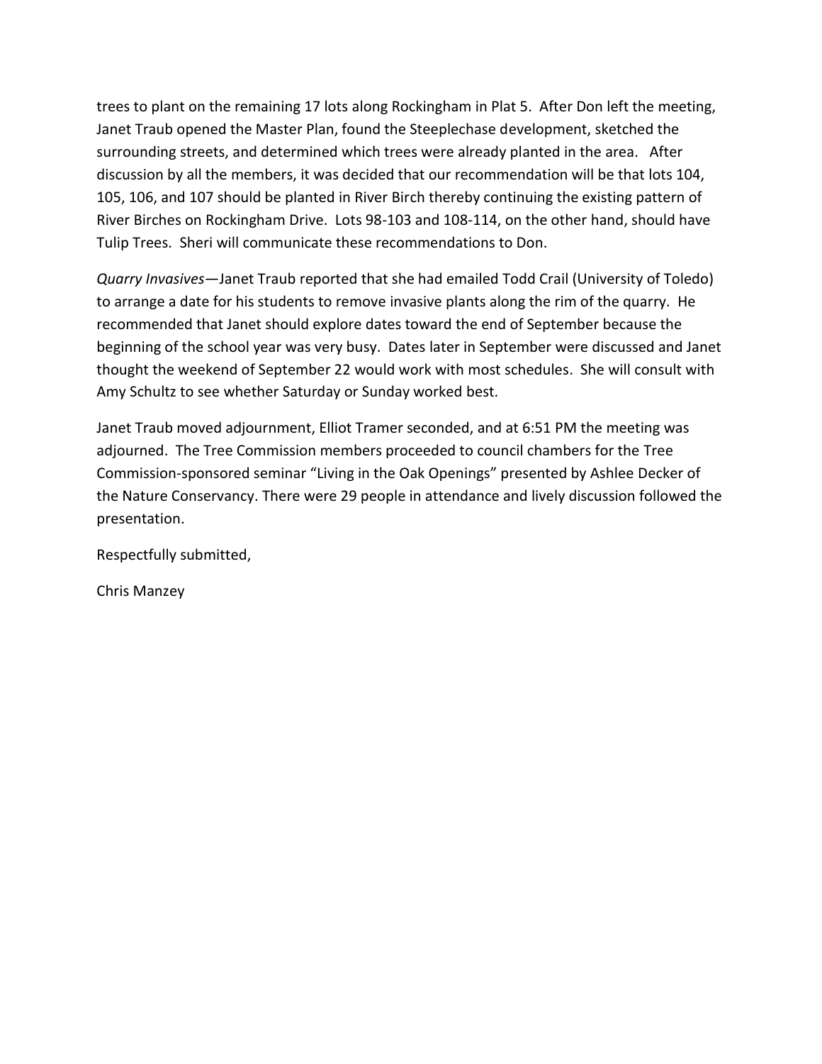trees to plant on the remaining 17 lots along Rockingham in Plat 5. After Don left the meeting, Janet Traub opened the Master Plan, found the Steeplechase development, sketched the surrounding streets, and determined which trees were already planted in the area. After discussion by all the members, it was decided that our recommendation will be that lots 104, 105, 106, and 107 should be planted in River Birch thereby continuing the existing pattern of River Birches on Rockingham Drive. Lots 98-103 and 108-114, on the other hand, should have Tulip Trees. Sheri will communicate these recommendations to Don.

*Quarry Invasives*—Janet Traub reported that she had emailed Todd Crail (University of Toledo) to arrange a date for his students to remove invasive plants along the rim of the quarry. He recommended that Janet should explore dates toward the end of September because the beginning of the school year was very busy. Dates later in September were discussed and Janet thought the weekend of September 22 would work with most schedules. She will consult with Amy Schultz to see whether Saturday or Sunday worked best.

Janet Traub moved adjournment, Elliot Tramer seconded, and at 6:51 PM the meeting was adjourned. The Tree Commission members proceeded to council chambers for the Tree Commission-sponsored seminar "Living in the Oak Openings" presented by Ashlee Decker of the Nature Conservancy. There were 29 people in attendance and lively discussion followed the presentation.

Respectfully submitted,

Chris Manzey